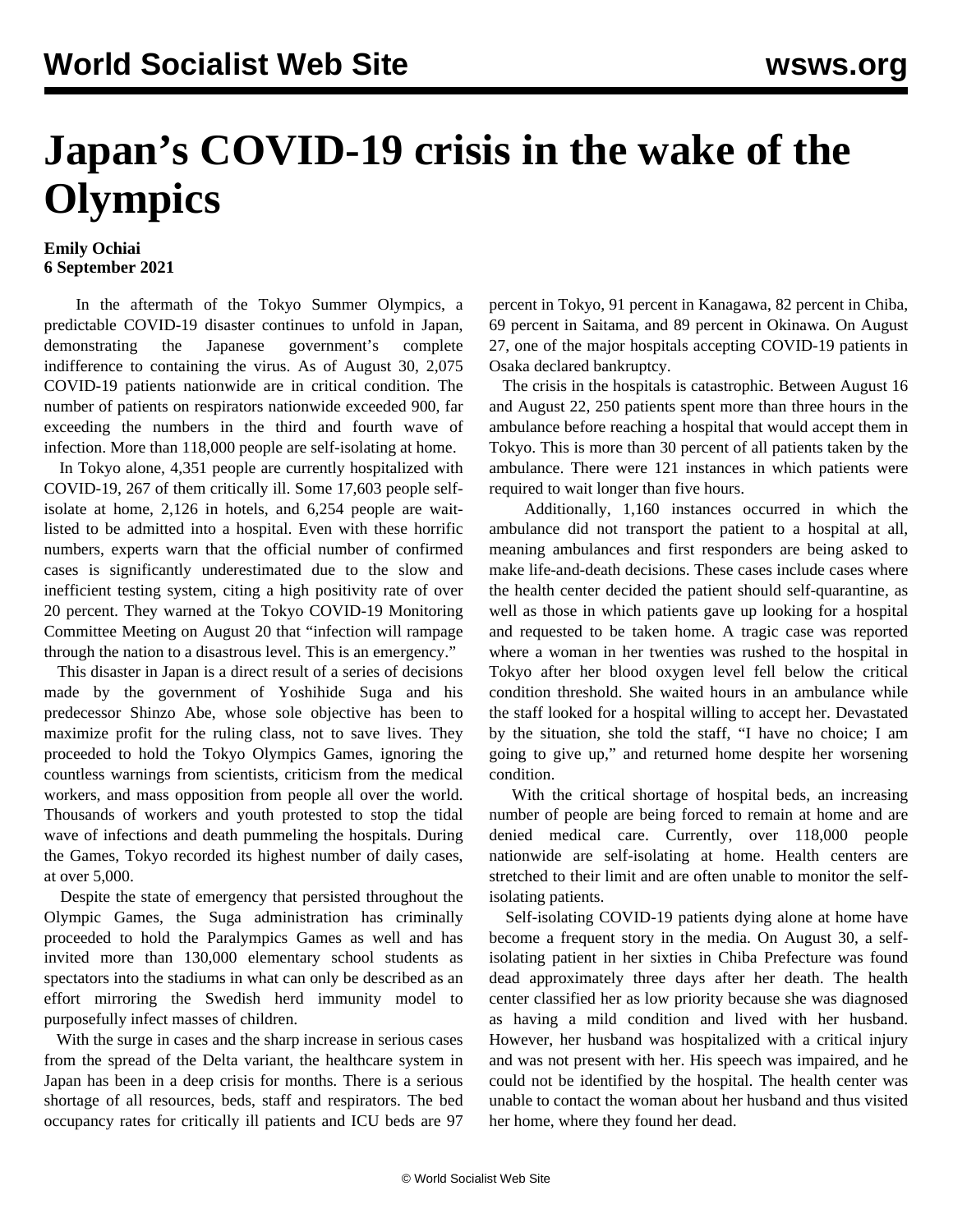# Japan's COVID-19 crisis in the wake of the Olympics

**Emily Ochiai**
**6 September 2021**

In the aftermath of the Tokyo Summer Olympics, a predictable COVID-19 disaster continues to unfold in Japan, demonstrating the Japanese government's complete indifference to containing the virus. As of August 30, 2,075 COVID-19 patients nationwide are in critical condition. The number of patients on respirators nationwide exceeded 900, far exceeding the numbers in the third and fourth wave of infection. More than 118,000 people are self-isolating at home.

In Tokyo alone, 4,351 people are currently hospitalized with COVID-19, 267 of them critically ill. Some 17,603 people self-isolate at home, 2,126 in hotels, and 6,254 people are wait-listed to be admitted into a hospital. Even with these horrific numbers, experts warn that the official number of confirmed cases is significantly underestimated due to the slow and inefficient testing system, citing a high positivity rate of over 20 percent. They warned at the Tokyo COVID-19 Monitoring Committee Meeting on August 20 that "infection will rampage through the nation to a disastrous level. This is an emergency."

This disaster in Japan is a direct result of a series of decisions made by the government of Yoshihide Suga and his predecessor Shinzo Abe, whose sole objective has been to maximize profit for the ruling class, not to save lives. They proceeded to hold the Tokyo Olympics Games, ignoring the countless warnings from scientists, criticism from the medical workers, and mass opposition from people all over the world. Thousands of workers and youth protested to stop the tidal wave of infections and death pummeling the hospitals. During the Games, Tokyo recorded its highest number of daily cases, at over 5,000.

Despite the state of emergency that persisted throughout the Olympic Games, the Suga administration has criminally proceeded to hold the Paralympics Games as well and has invited more than 130,000 elementary school students as spectators into the stadiums in what can only be described as an effort mirroring the Swedish herd immunity model to purposefully infect masses of children.

With the surge in cases and the sharp increase in serious cases from the spread of the Delta variant, the healthcare system in Japan has been in a deep crisis for months. There is a serious shortage of all resources, beds, staff and respirators. The bed occupancy rates for critically ill patients and ICU beds are 97 percent in Tokyo, 91 percent in Kanagawa, 82 percent in Chiba, 69 percent in Saitama, and 89 percent in Okinawa. On August 27, one of the major hospitals accepting COVID-19 patients in Osaka declared bankruptcy.

The crisis in the hospitals is catastrophic. Between August 16 and August 22, 250 patients spent more than three hours in the ambulance before reaching a hospital that would accept them in Tokyo. This is more than 30 percent of all patients taken by the ambulance. There were 121 instances in which patients were required to wait longer than five hours.

Additionally, 1,160 instances occurred in which the ambulance did not transport the patient to a hospital at all, meaning ambulances and first responders are being asked to make life-and-death decisions. These cases include cases where the health center decided the patient should self-quarantine, as well as those in which patients gave up looking for a hospital and requested to be taken home. A tragic case was reported where a woman in her twenties was rushed to the hospital in Tokyo after her blood oxygen level fell below the critical condition threshold. She waited hours in an ambulance while the staff looked for a hospital willing to accept her. Devastated by the situation, she told the staff, "I have no choice; I am going to give up," and returned home despite her worsening condition.

With the critical shortage of hospital beds, an increasing number of people are being forced to remain at home and are denied medical care. Currently, over 118,000 people nationwide are self-isolating at home. Health centers are stretched to their limit and are often unable to monitor the self-isolating patients.

Self-isolating COVID-19 patients dying alone at home have become a frequent story in the media. On August 30, a self-isolating patient in her sixties in Chiba Prefecture was found dead approximately three days after her death. The health center classified her as low priority because she was diagnosed as having a mild condition and lived with her husband. However, her husband was hospitalized with a critical injury and was not present with her. His speech was impaired, and he could not be identified by the hospital. The health center was unable to contact the woman about her husband and thus visited her home, where they found her dead.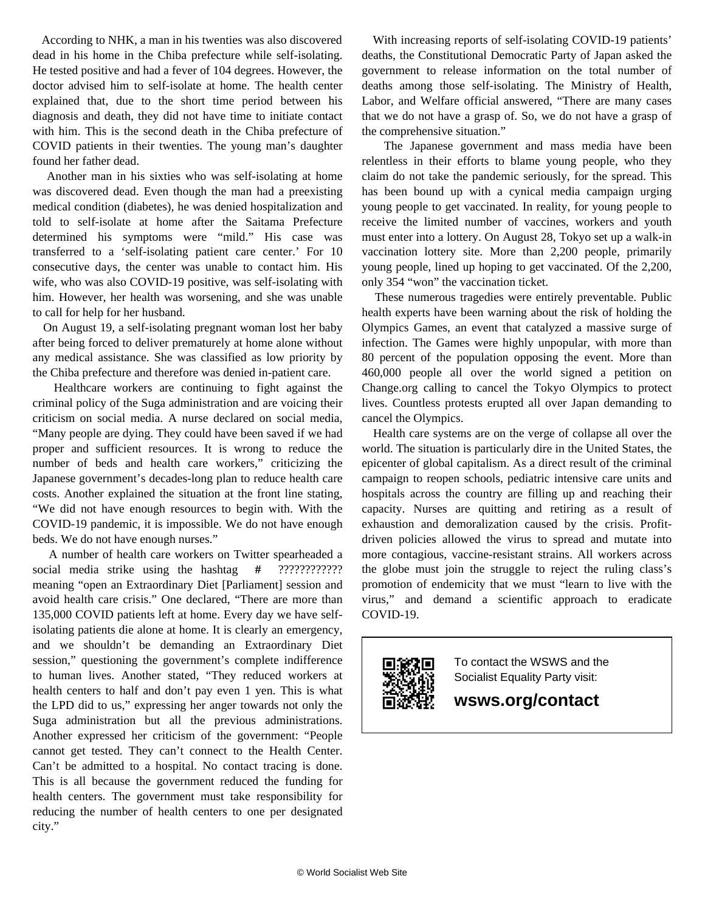According to NHK, a man in his twenties was also discovered dead in his home in the Chiba prefecture while self-isolating. He tested positive and had a fever of 104 degrees. However, the doctor advised him to self-isolate at home. The health center explained that, due to the short time period between his diagnosis and death, they did not have time to initiate contact with him. This is the second death in the Chiba prefecture of COVID patients in their twenties. The young man's daughter found her father dead.

Another man in his sixties who was self-isolating at home was discovered dead. Even though the man had a preexisting medical condition (diabetes), he was denied hospitalization and told to self-isolate at home after the Saitama Prefecture determined his symptoms were "mild." His case was transferred to a 'self-isolating patient care center.' For 10 consecutive days, the center was unable to contact him. His wife, who was also COVID-19 positive, was self-isolating with him. However, her health was worsening, and she was unable to call for help for her husband.

On August 19, a self-isolating pregnant woman lost her baby after being forced to deliver prematurely at home alone without any medical assistance. She was classified as low priority by the Chiba prefecture and therefore was denied in-patient care.

Healthcare workers are continuing to fight against the criminal policy of the Suga administration and are voicing their criticism on social media. A nurse declared on social media, "Many people are dying. They could have been saved if we had proper and sufficient resources. It is wrong to reduce the number of beds and health care workers," criticizing the Japanese government's decades-long plan to reduce health care costs. Another explained the situation at the front line stating, "We did not have enough resources to begin with. With the COVID-19 pandemic, it is impossible. We do not have enough beds. We do not have enough nurses."

A number of health care workers on Twitter spearheaded a social media strike using the hashtag # ???????????? meaning "open an Extraordinary Diet [Parliament] session and avoid health care crisis." One declared, "There are more than 135,000 COVID patients left at home. Every day we have self-isolating patients die alone at home. It is clearly an emergency, and we shouldn't be demanding an Extraordinary Diet session," questioning the government's complete indifference to human lives. Another stated, "They reduced workers at health centers to half and don't pay even 1 yen. This is what the LPD did to us," expressing her anger towards not only the Suga administration but all the previous administrations. Another expressed her criticism of the government: "People cannot get tested. They can't connect to the Health Center. Can't be admitted to a hospital. No contact tracing is done. This is all because the government reduced the funding for health centers. The government must take responsibility for reducing the number of health centers to one per designated city."

With increasing reports of self-isolating COVID-19 patients' deaths, the Constitutional Democratic Party of Japan asked the government to release information on the total number of deaths among those self-isolating. The Ministry of Health, Labor, and Welfare official answered, "There are many cases that we do not have a grasp of. So, we do not have a grasp of the comprehensive situation."

The Japanese government and mass media have been relentless in their efforts to blame young people, who they claim do not take the pandemic seriously, for the spread. This has been bound up with a cynical media campaign urging young people to get vaccinated. In reality, for young people to receive the limited number of vaccines, workers and youth must enter into a lottery. On August 28, Tokyo set up a walk-in vaccination lottery site. More than 2,200 people, primarily young people, lined up hoping to get vaccinated. Of the 2,200, only 354 "won" the vaccination ticket.

These numerous tragedies were entirely preventable. Public health experts have been warning about the risk of holding the Olympics Games, an event that catalyzed a massive surge of infection. The Games were highly unpopular, with more than 80 percent of the population opposing the event. More than 460,000 people all over the world signed a petition on Change.org calling to cancel the Tokyo Olympics to protect lives. Countless protests erupted all over Japan demanding to cancel the Olympics.

Health care systems are on the verge of collapse all over the world. The situation is particularly dire in the United States, the epicenter of global capitalism. As a direct result of the criminal campaign to reopen schools, pediatric intensive care units and hospitals across the country are filling up and reaching their capacity. Nurses are quitting and retiring as a result of exhaustion and demoralization caused by the crisis. Profit-driven policies allowed the virus to spread and mutate into more contagious, vaccine-resistant strains. All workers across the globe must join the struggle to reject the ruling class's promotion of endemicity that we must "learn to live with the virus," and demand a scientific approach to eradicate COVID-19.

To contact the WSWS and the Socialist Equality Party visit:

**wsws.org/contact**